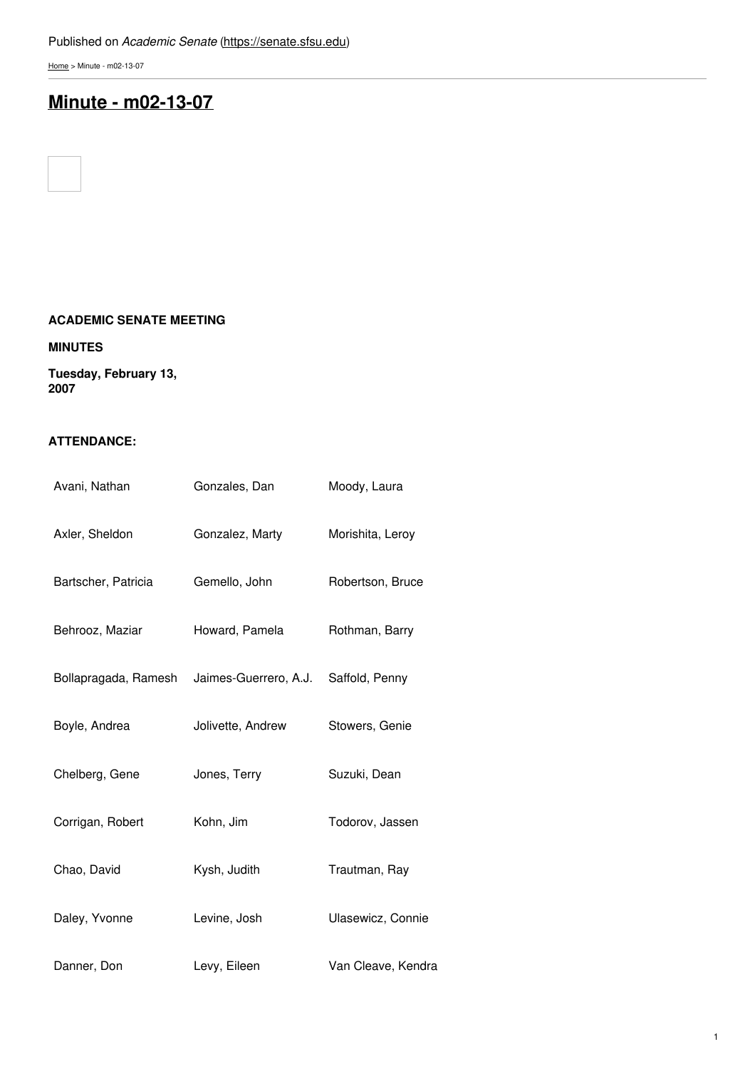Published on *Academic Senate* (https://senate.sfsu.edu)

Home > Minute - m02-13-07

# Minute - m02-13-07

**ACADEMIC SENATE MEETING**

**MINUTES**

**Tuesday, February 13, 2007**

**ATTENDANCE:**

| | | |
|---|---|---|
| Avani, Nathan | Gonzales, Dan | Moody, Laura |
| Axler, Sheldon | Gonzalez, Marty | Morishita, Leroy |
| Bartscher, Patricia | Gemello, John | Robertson, Bruce |
| Behrooz, Maziar | Howard, Pamela | Rothman, Barry |
| Bollapragada, Ramesh | Jaimes-Guerrero, A.J. | Saffold, Penny |
| Boyle, Andrea | Jolivette, Andrew | Stowers, Genie |
| Chelberg, Gene | Jones, Terry | Suzuki, Dean |
| Corrigan, Robert | Kohn, Jim | Todorov, Jassen |
| Chao, David | Kysh, Judith | Trautman, Ray |
| Daley, Yvonne | Levine, Josh | Ulasewicz, Connie |
| Danner, Don | Levy, Eileen | Van Cleave, Kendra |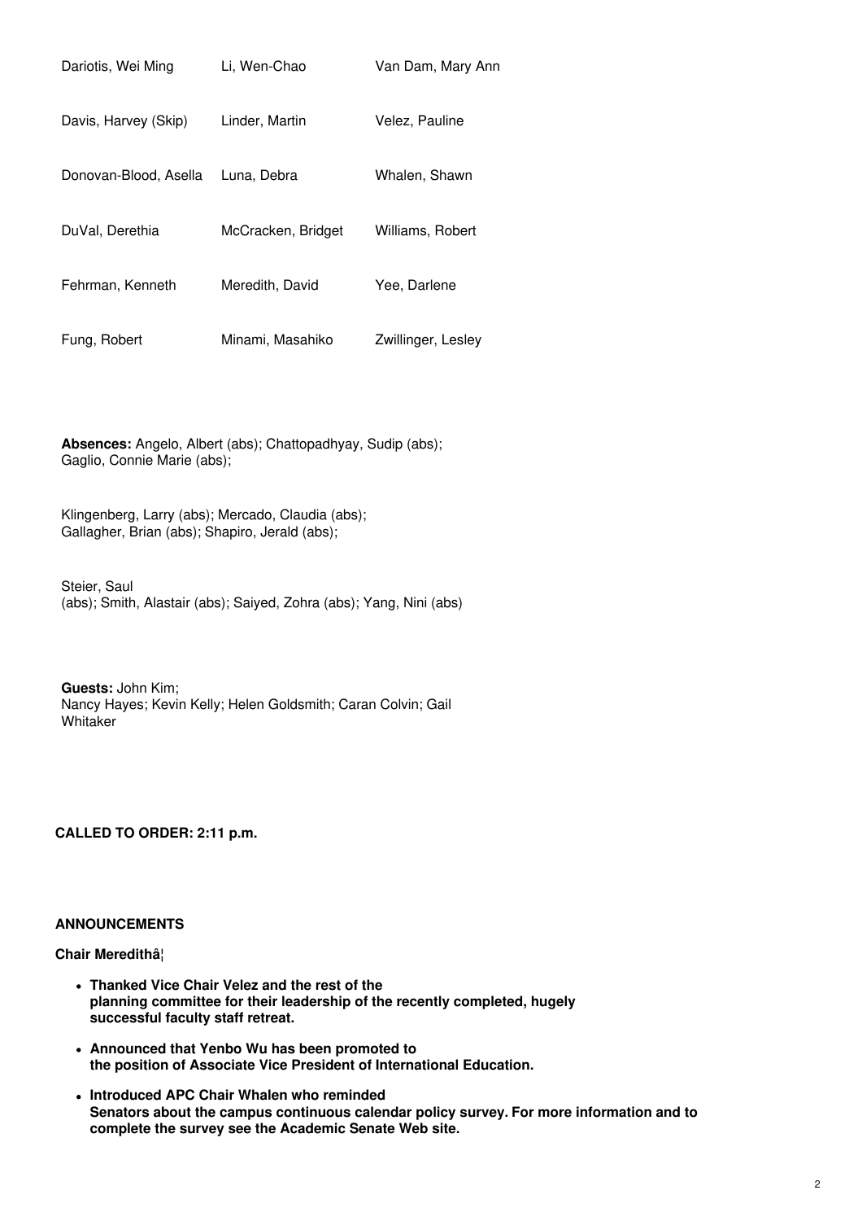| | | |
|---|---|---|
| Dariotis, Wei Ming | Li, Wen-Chao | Van Dam, Mary Ann |
| Davis, Harvey (Skip) | Linder, Martin | Velez, Pauline |
| Donovan-Blood, Asella | Luna, Debra | Whalen, Shawn |
| DuVal, Derethia | McCracken, Bridget | Williams, Robert |
| Fehrman, Kenneth | Meredith, David | Yee, Darlene |
| Fung, Robert | Minami, Masahiko | Zwillinger, Lesley |

**Absences:** Angelo, Albert (abs); Chattopadhyay, Sudip (abs); Gaglio, Connie Marie (abs);

Klingenberg, Larry (abs); Mercado, Claudia (abs); Gallagher, Brian (abs); Shapiro, Jerald (abs);

Steier, Saul (abs); Smith, Alastair (abs); Saiyed, Zohra (abs); Yang, Nini (abs)

**Guests:** John Kim; Nancy Hayes; Kevin Kelly; Helen Goldsmith; Caran Colvin; Gail Whitaker

**CALLED TO ORDER: 2:11 p.m.**

**ANNOUNCEMENTS**

**Chair Meredithâ¦**

- **Thanked Vice Chair Velez and the rest of the planning committee for their leadership of the recently completed, hugely successful faculty staff retreat.**
- **Announced that Yenbo Wu has been promoted to the position of Associate Vice President of International Education.**
- **Introduced APC Chair Whalen who reminded Senators about the campus continuous calendar policy survey. For more information and to complete the survey see the Academic Senate Web site.**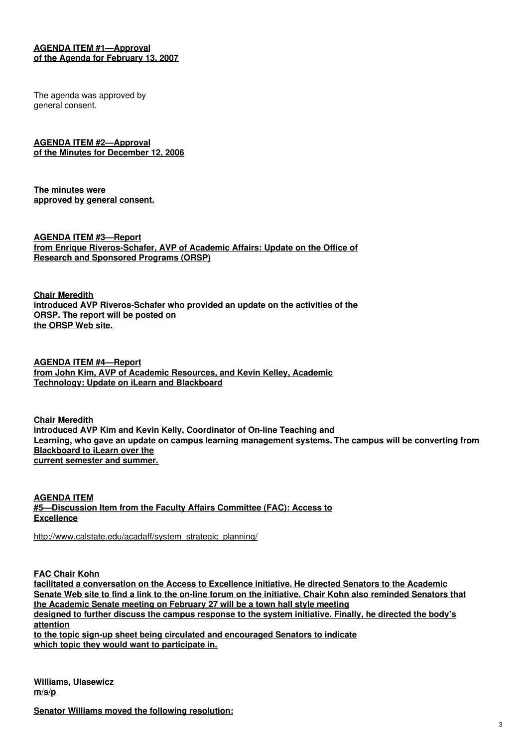**AGENDA ITEM #1—Approval of the Agenda for February 13, 2007**

The agenda was approved by general consent.

**AGENDA ITEM #2—Approval of the Minutes for December 12, 2006**

**The minutes were approved by general consent.**

**AGENDA ITEM #3—Report from Enrique Riveros-Schafer, AVP of Academic Affairs: Update on the Office of Research and Sponsored Programs (ORSP)**

**Chair Meredith introduced AVP Riveros-Schafer who provided an update on the activities of the ORSP. The report will be posted on the ORSP Web site.**

**AGENDA ITEM #4—Report from John Kim, AVP of Academic Resources, and Kevin Kelley, Academic Technology: Update on iLearn and Blackboard**

**Chair Meredith introduced AVP Kim and Kevin Kelly, Coordinator of On-line Teaching and Learning, who gave an update on campus learning management systems. The campus will be converting from Blackboard to iLearn over the current semester and summer.**

**AGENDA ITEM #5—Discussion Item from the Faculty Affairs Committee (FAC): Access to Excellence**

http://www.calstate.edu/acadaff/system_strategic_planning/

**FAC Chair Kohn facilitated a conversation on the Access to Excellence initiative. He directed Senators to the Academic Senate Web site to find a link to the on-line forum on the initiative. Chair Kohn also reminded Senators that the Academic Senate meeting on February 27 will be a town hall style meeting designed to further discuss the campus response to the system initiative. Finally, he directed the body's attention to the topic sign-up sheet being circulated and encouraged Senators to indicate which topic they would want to participate in.**

**Williams, Ulasewicz m/s/p**

**Senator Williams moved the following resolution:**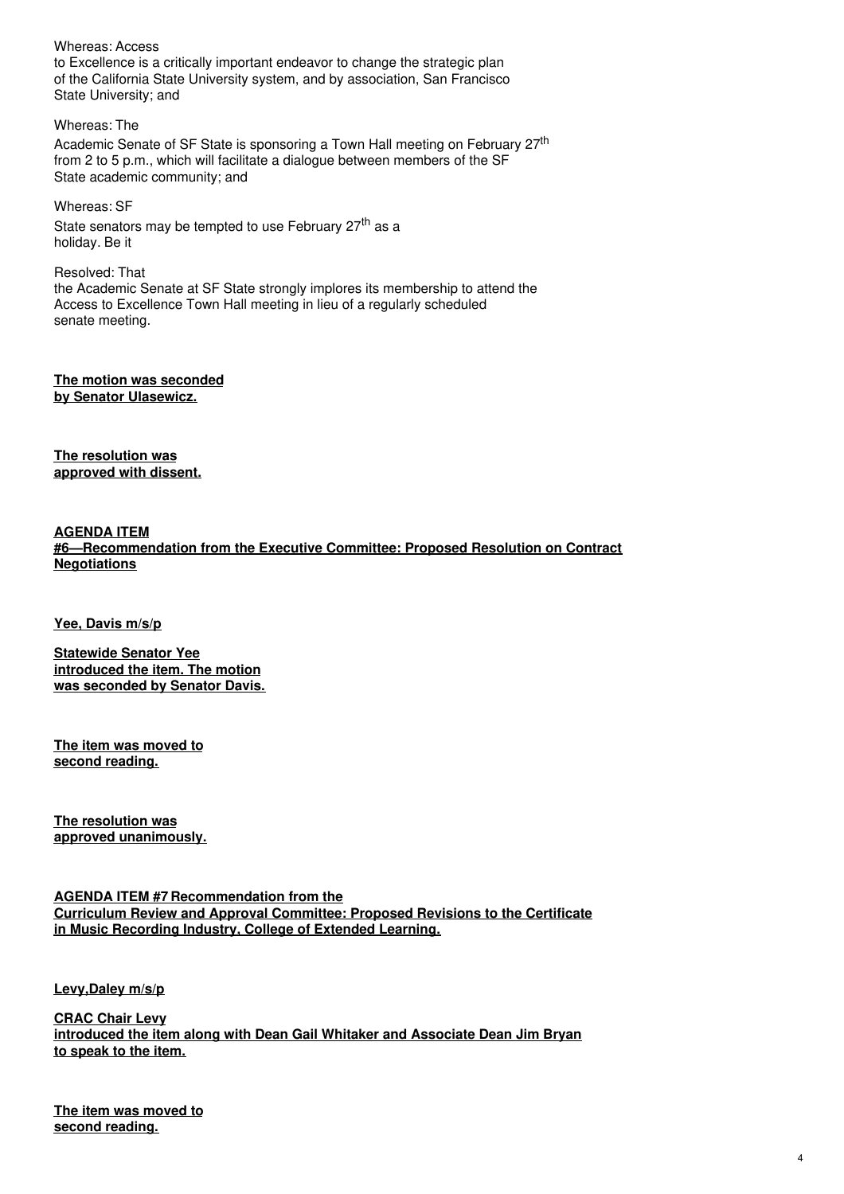Whereas: Access to Excellence is a critically important endeavor to change the strategic plan of the California State University system, and by association, San Francisco State University; and

Whereas: The Academic Senate of SF State is sponsoring a Town Hall meeting on February 27th from 2 to 5 p.m., which will facilitate a dialogue between members of the SF State academic community; and

Whereas: SF State senators may be tempted to use February 27th as a holiday. Be it

Resolved: That the Academic Senate at SF State strongly implores its membership to attend the Access to Excellence Town Hall meeting in lieu of a regularly scheduled senate meeting.

**The motion was seconded by Senator Ulasewicz.**

**The resolution was approved with dissent.**

**AGENDA ITEM #6—Recommendation from the Executive Committee: Proposed Resolution on Contract Negotiations**

**Yee, Davis m/s/p**

**Statewide Senator Yee introduced the item. The motion was seconded by Senator Davis.**

**The item was moved to second reading.**

**The resolution was approved unanimously.**

**AGENDA ITEM #7 Recommendation from the Curriculum Review and Approval Committee: Proposed Revisions to the Certificate in Music Recording Industry, College of Extended Learning.**

**Levy,Daley m/s/p**

**CRAC Chair Levy introduced the item along with Dean Gail Whitaker and Associate Dean Jim Bryan to speak to the item.**

**The item was moved to second reading.**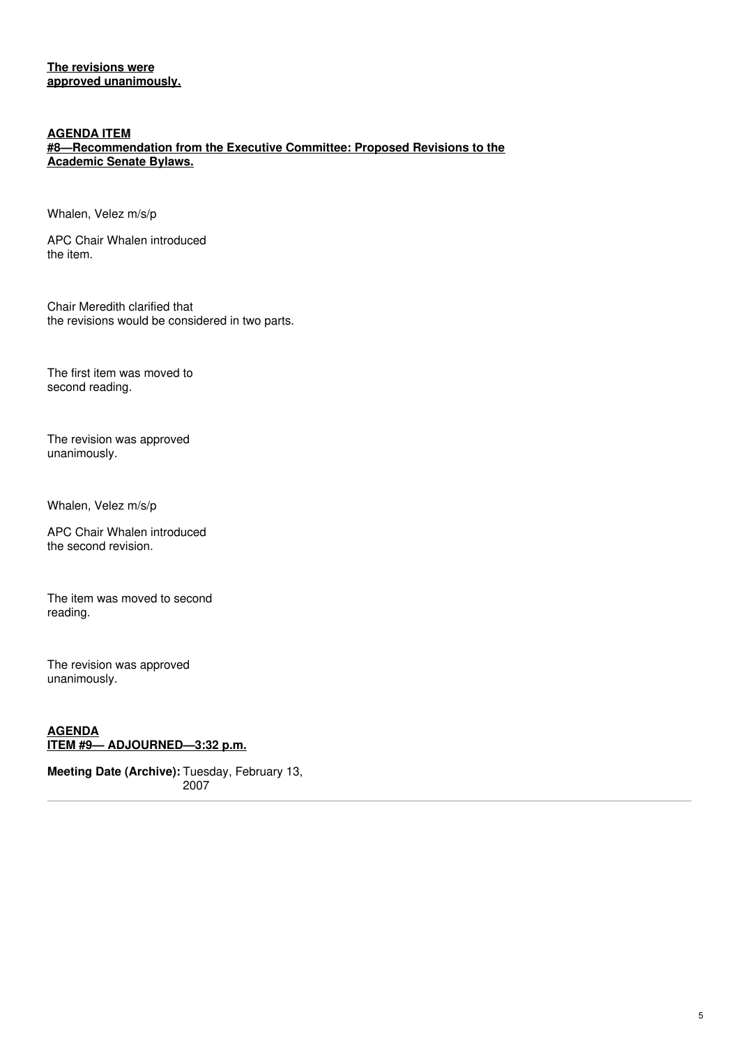**The revisions were approved unanimously.**

**AGENDA ITEM #8—Recommendation from the Executive Committee: Proposed Revisions to the Academic Senate Bylaws.**

Whalen, Velez m/s/p

APC Chair Whalen introduced the item.

Chair Meredith clarified that the revisions would be considered in two parts.

The first item was moved to second reading.

The revision was approved unanimously.

Whalen, Velez m/s/p

APC Chair Whalen introduced the second revision.

The item was moved to second reading.

The revision was approved unanimously.

**AGENDA ITEM #9— ADJOURNED—3:32 p.m.**

**Meeting Date (Archive):** Tuesday, February 13, 2007

---